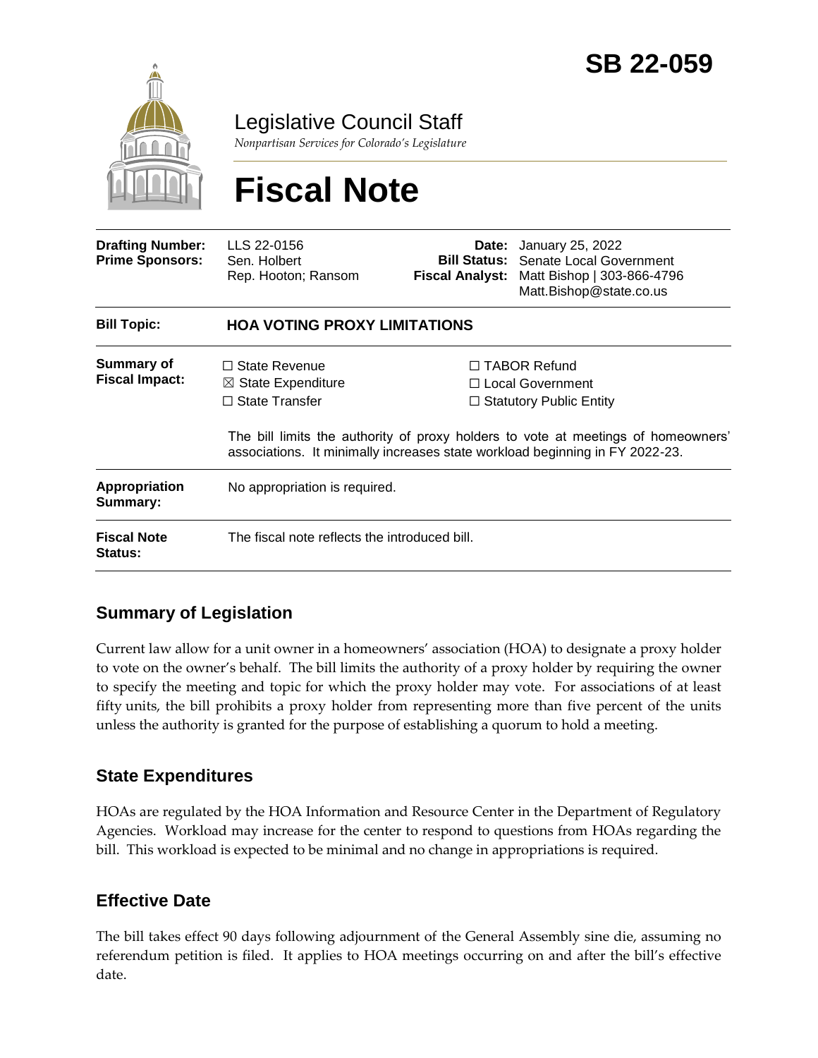# SB 22-059

Legislative Council Staff

*Nonpartisan Services for Colorado's Legislature*

# Fiscal Note

| | | | |
|---|---|---|---|
| **Drafting Number:** | LLS 22-0156 | **Date:** | January 25, 2022 |
| **Prime Sponsors:** | Sen. Holbert<br>Rep. Hooton; Ransom | **Bill Status:** | Senate Local Government |
| | | **Fiscal Analyst:** | Matt Bishop \| 303-866-4796<br>Matt.Bishop@state.co.us |

| | |
|---|---|
| **Bill Topic:** | **HOA VOTING PROXY LIMITATIONS** |
| **Summary of Fiscal Impact:** | ☐ State Revenue ☒ State Expenditure ☐ State Transfer ☐ TABOR Refund ☐ Local Government ☐ Statutory Public Entity<br><br>The bill limits the authority of proxy holders to vote at meetings of homeowners' associations. It minimally increases state workload beginning in FY 2022-23. |
| **Appropriation Summary:** | No appropriation is required. |
| **Fiscal Note Status:** | The fiscal note reflects the introduced bill. |

## Summary of Legislation

Current law allow for a unit owner in a homeowners' association (HOA) to designate a proxy holder to vote on the owner's behalf. The bill limits the authority of a proxy holder by requiring the owner to specify the meeting and topic for which the proxy holder may vote. For associations of at least fifty units, the bill prohibits a proxy holder from representing more than five percent of the units unless the authority is granted for the purpose of establishing a quorum to hold a meeting.

## State Expenditures

HOAs are regulated by the HOA Information and Resource Center in the Department of Regulatory Agencies. Workload may increase for the center to respond to questions from HOAs regarding the bill. This workload is expected to be minimal and no change in appropriations is required.

## Effective Date

The bill takes effect 90 days following adjournment of the General Assembly sine die, assuming no referendum petition is filed. It applies to HOA meetings occurring on and after the bill's effective date.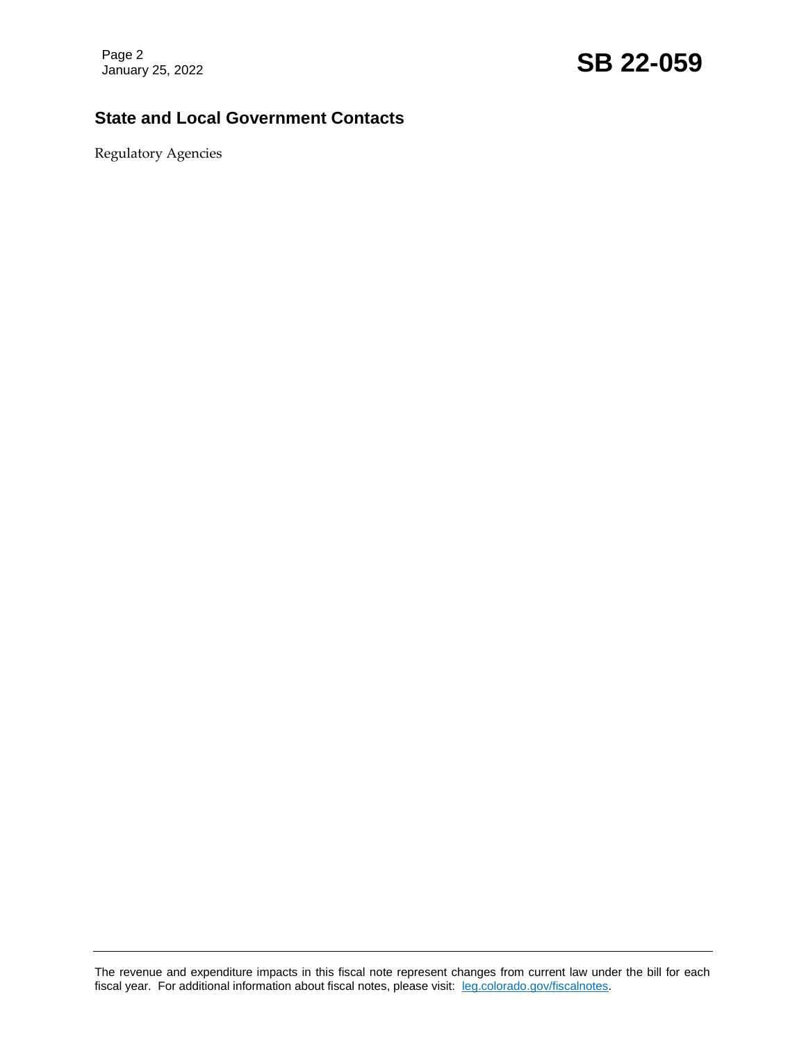## State and Local Government Contacts

Regulatory Agencies

The revenue and expenditure impacts in this fiscal note represent changes from current law under the bill for each fiscal year. For additional information about fiscal notes, please visit: leg.colorado.gov/fiscalnotes.